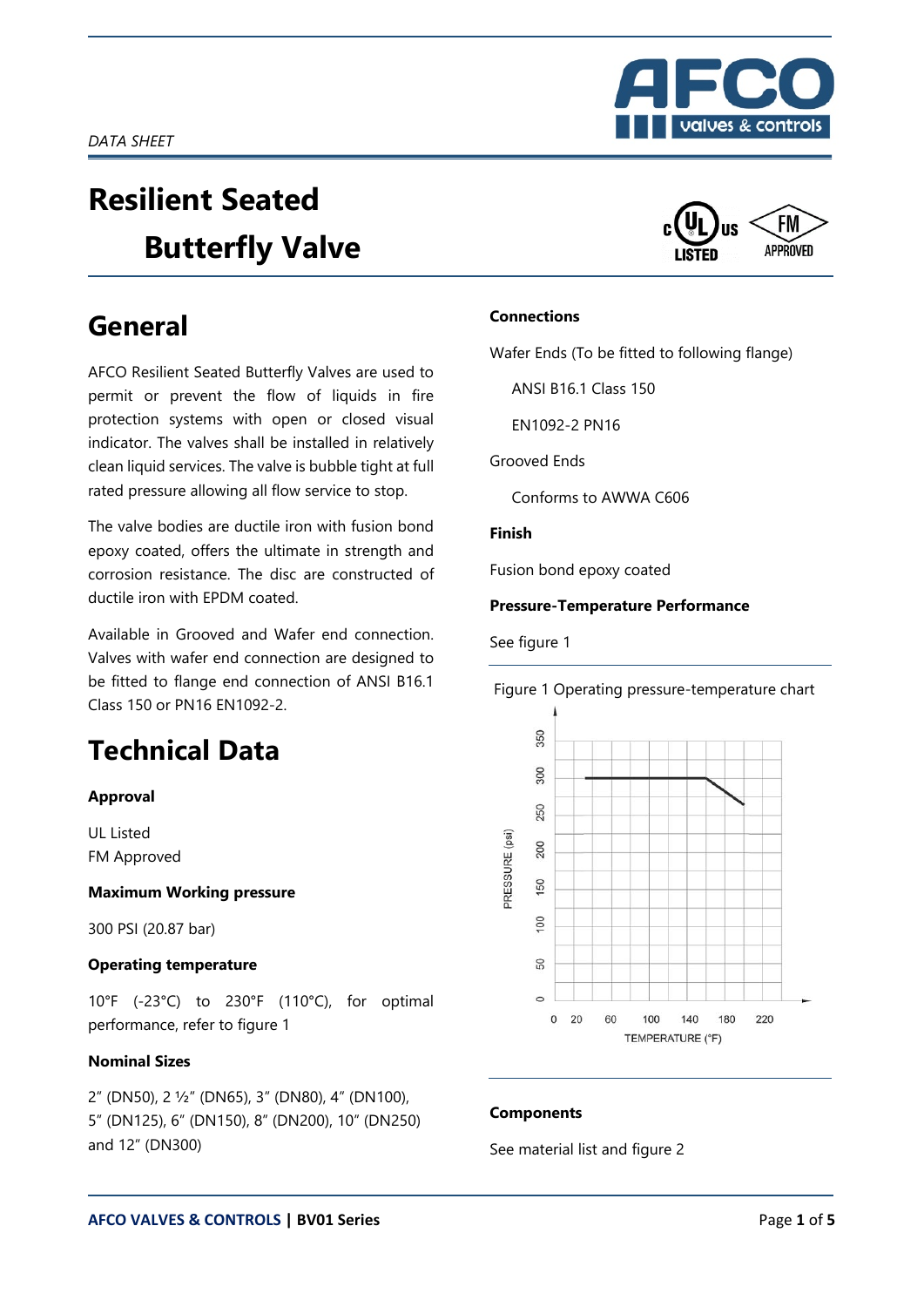*DATA SHEET*

# Resilient Seated Butterfly Valve

## General

AFCO Resilient Seated Butterfly Valves are used to permit or prevent the flow of liquids in fire protection systems with open or closed visual indicator. The valves shall be installed in relatively clean liquid services. The valve is bubble tight at full rated pressure allowing all flow service to stop.

The valve bodies are ductile iron with fusion bond epoxy coated, offers the ultimate in strength and corrosion resistance. The disc are constructed of ductile iron with EPDM coated.

Available in Grooved and Wafer end connection. Valves with wafer end connection are designed to be fitted to flange end connection of ANSI B16.1 Class 150 or PN16 EN1092-2.

## Technical Data

### Approval

UL Listed
FM Approved

### Maximum Working pressure

300 PSI (20.87 bar)

### Operating temperature

10°F (-23°C) to 230°F (110°C), for optimal performance, refer to figure 1

### Nominal Sizes

2" (DN50), 2 ½" (DN65), 3" (DN80), 4" (DN100), 5" (DN125), 6" (DN150), 8" (DN200), 10" (DN250) and 12" (DN300)

### Connections

Wafer Ends (To be fitted to following flange)

- ANSI B16.1 Class 150
- EN1092-2 PN16

Grooved Ends

- Conforms to AWWA C606

### Finish

Fusion bond epoxy coated

### Pressure-Temperature Performance

See figure 1

Figure 1 Operating pressure-temperature chart

### Components

See material list and figure 2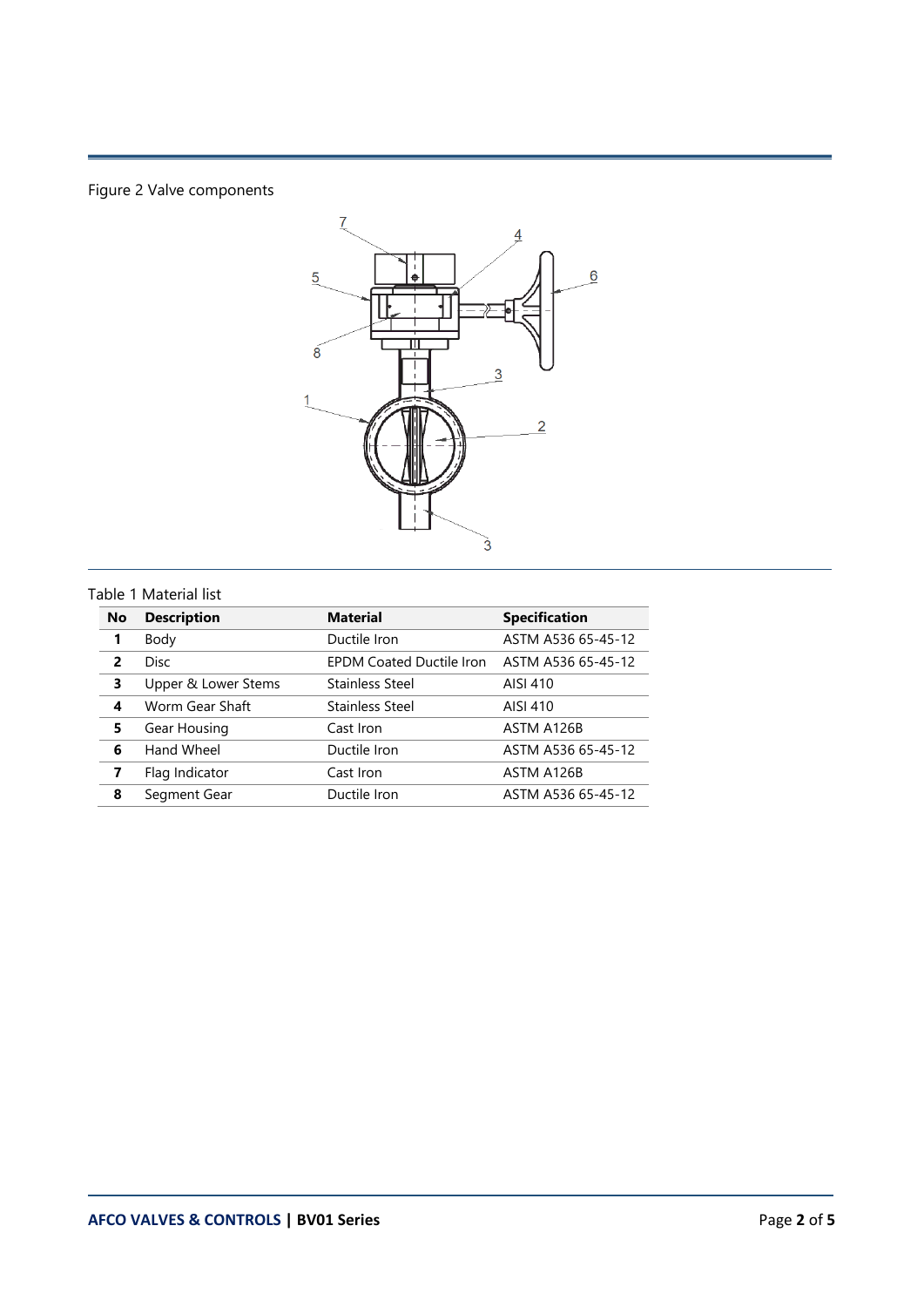Figure 2 Valve components

Table 1 Material list

| No | Description | Material | Specification |
|---|---|---|---|
| 1 | Body | Ductile Iron | ASTM A536 65-45-12 |
| 2 | Disc | EPDM Coated Ductile Iron | ASTM A536 65-45-12 |
| 3 | Upper & Lower Stems | Stainless Steel | AISI 410 |
| 4 | Worm Gear Shaft | Stainless Steel | AISI 410 |
| 5 | Gear Housing | Cast Iron | ASTM A126B |
| 6 | Hand Wheel | Ductile Iron | ASTM A536 65-45-12 |
| 7 | Flag Indicator | Cast Iron | ASTM A126B |
| 8 | Segment Gear | Ductile Iron | ASTM A536 65-45-12 |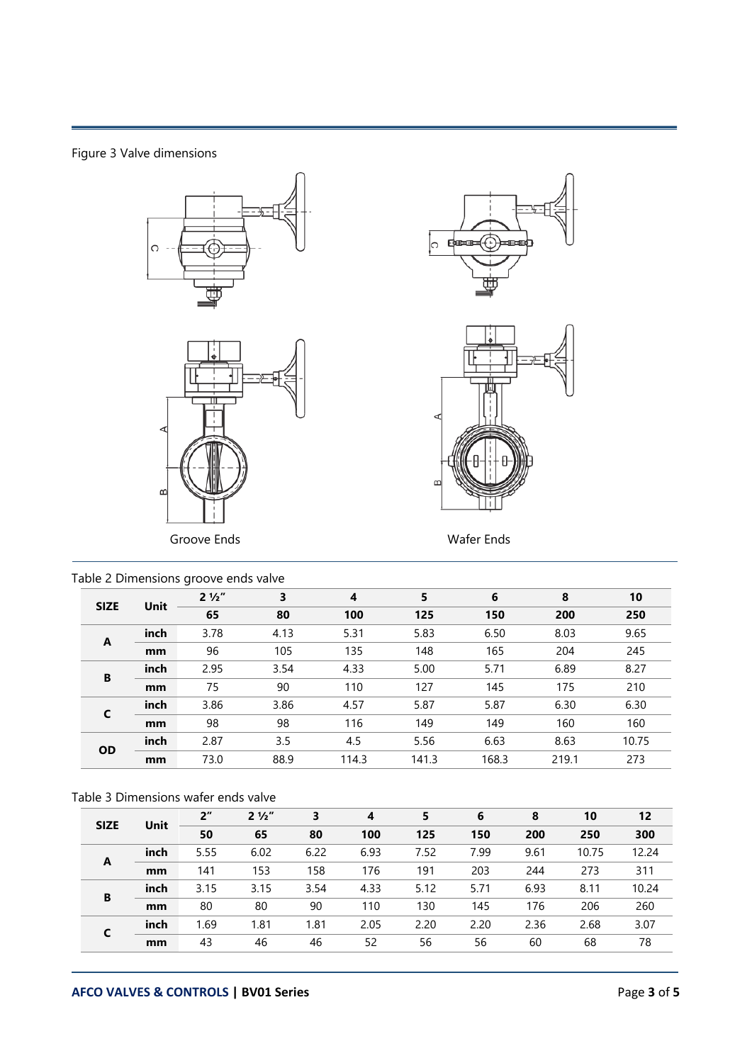Figure 3 Valve dimensions

Groove Ends

Wafer Ends

Table 2 Dimensions groove ends valve

| SIZE | Unit | 2 ½" | 3 | 4 | 5 | 6 | 8 | 10 |
|---|---|---|---|---|---|---|---|---|
| | | 65 | 80 | 100 | 125 | 150 | 200 | 250 |
| A | inch | 3.78 | 4.13 | 5.31 | 5.83 | 6.50 | 8.03 | 9.65 |
| | mm | 96 | 105 | 135 | 148 | 165 | 204 | 245 |
| B | inch | 2.95 | 3.54 | 4.33 | 5.00 | 5.71 | 6.89 | 8.27 |
| | mm | 75 | 90 | 110 | 127 | 145 | 175 | 210 |
| C | inch | 3.86 | 3.86 | 4.57 | 5.87 | 5.87 | 6.30 | 6.30 |
| | mm | 98 | 98 | 116 | 149 | 149 | 160 | 160 |
| OD | inch | 2.87 | 3.5 | 4.5 | 5.56 | 6.63 | 8.63 | 10.75 |
| | mm | 73.0 | 88.9 | 114.3 | 141.3 | 168.3 | 219.1 | 273 |

Table 3 Dimensions wafer ends valve

| SIZE | Unit | 2" | 2 ½" | 3 | 4 | 5 | 6 | 8 | 10 | 12 |
|---|---|---|---|---|---|---|---|---|---|---|
| | | 50 | 65 | 80 | 100 | 125 | 150 | 200 | 250 | 300 |
| A | inch | 5.55 | 6.02 | 6.22 | 6.93 | 7.52 | 7.99 | 9.61 | 10.75 | 12.24 |
| | mm | 141 | 153 | 158 | 176 | 191 | 203 | 244 | 273 | 311 |
| B | inch | 3.15 | 3.15 | 3.54 | 4.33 | 5.12 | 5.71 | 6.93 | 8.11 | 10.24 |
| | mm | 80 | 80 | 90 | 110 | 130 | 145 | 176 | 206 | 260 |
| C | inch | 1.69 | 1.81 | 1.81 | 2.05 | 2.20 | 2.20 | 2.36 | 2.68 | 3.07 |
| | mm | 43 | 46 | 46 | 52 | 56 | 56 | 60 | 68 | 78 |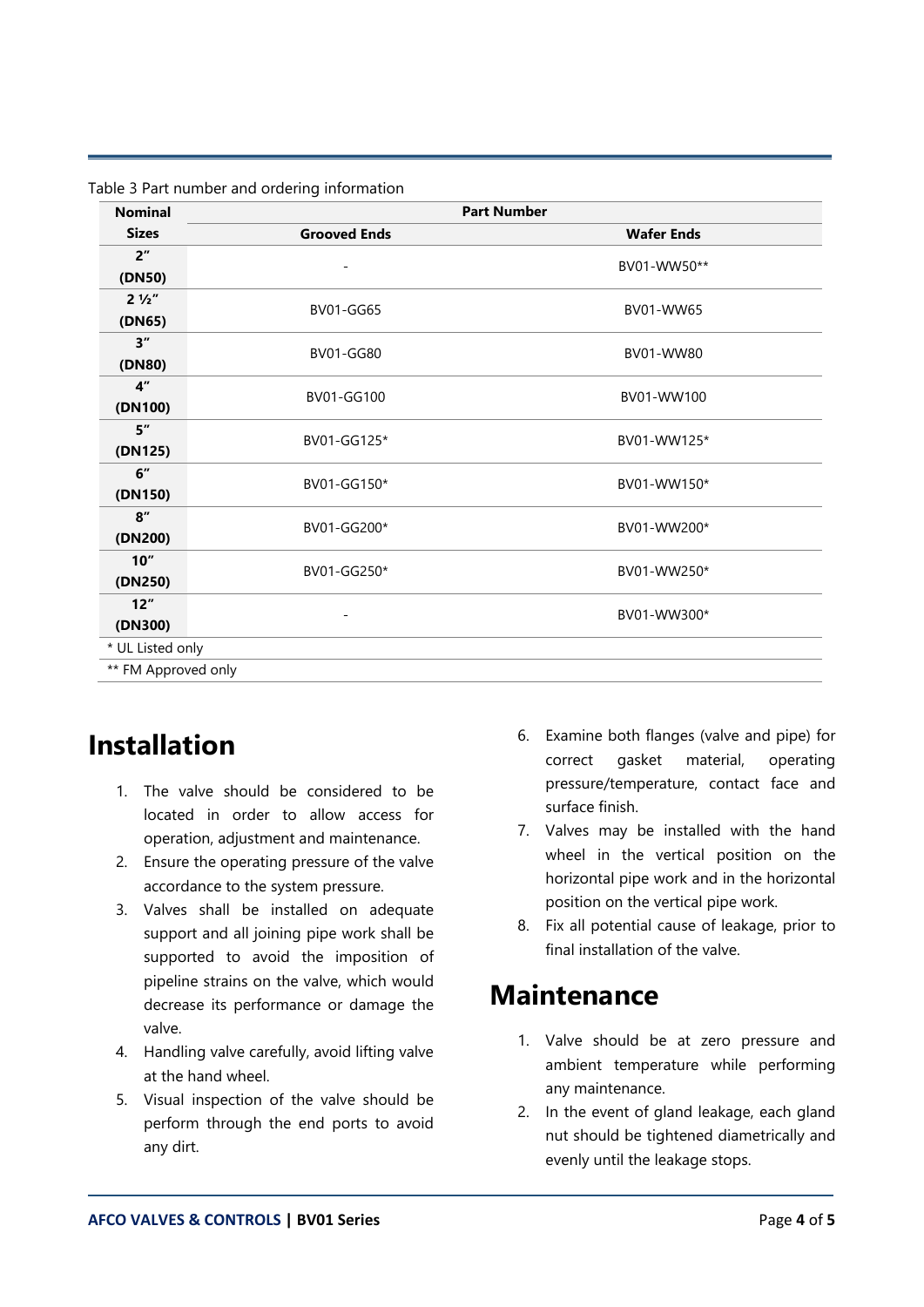Table 3 Part number and ordering information

| Nominal Sizes | Part Number | |
|---|---|---|
| | **Grooved Ends** | **Wafer Ends** |
| **2" (DN50)** | - | BV01-WW50** |
| **2 ½" (DN65)** | BV01-GG65 | BV01-WW65 |
| **3" (DN80)** | BV01-GG80 | BV01-WW80 |
| **4" (DN100)** | BV01-GG100 | BV01-WW100 |
| **5" (DN125)** | BV01-GG125* | BV01-WW125* |
| **6" (DN150)** | BV01-GG150* | BV01-WW150* |
| **8" (DN200)** | BV01-GG200* | BV01-WW200* |
| **10" (DN250)** | BV01-GG250* | BV01-WW250* |
| **12" (DN300)** | - | BV01-WW300* |

* UL Listed only

** FM Approved only

# Installation

1. The valve should be considered to be located in order to allow access for operation, adjustment and maintenance.
2. Ensure the operating pressure of the valve accordance to the system pressure.
3. Valves shall be installed on adequate support and all joining pipe work shall be supported to avoid the imposition of pipeline strains on the valve, which would decrease its performance or damage the valve.
4. Handling valve carefully, avoid lifting valve at the hand wheel.
5. Visual inspection of the valve should be perform through the end ports to avoid any dirt.
6. Examine both flanges (valve and pipe) for correct gasket material, operating pressure/temperature, contact face and surface finish.
7. Valves may be installed with the hand wheel in the vertical position on the horizontal pipe work and in the horizontal position on the vertical pipe work.
8. Fix all potential cause of leakage, prior to final installation of the valve.

# Maintenance

1. Valve should be at zero pressure and ambient temperature while performing any maintenance.
2. In the event of gland leakage, each gland nut should be tightened diametrically and evenly until the leakage stops.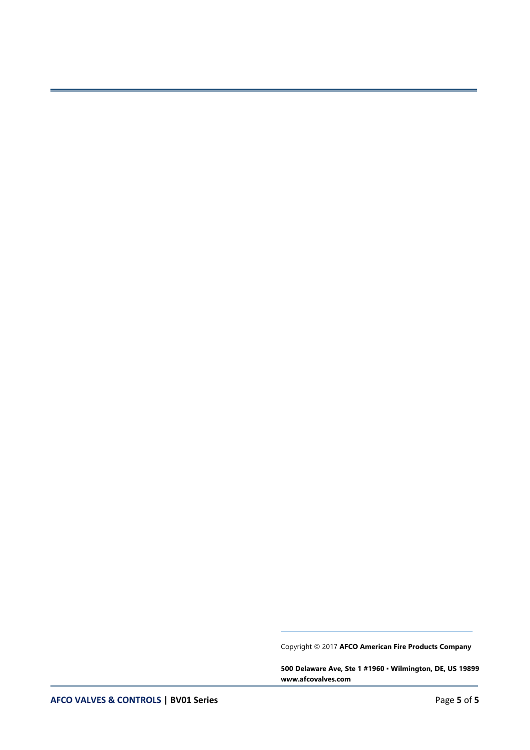Copyright © 2017 **AFCO American Fire Products Company**

**500 Delaware Ave, Ste 1 #1960 ▪ Wilmington, DE, US 19899**
**www.afcovalves.com**